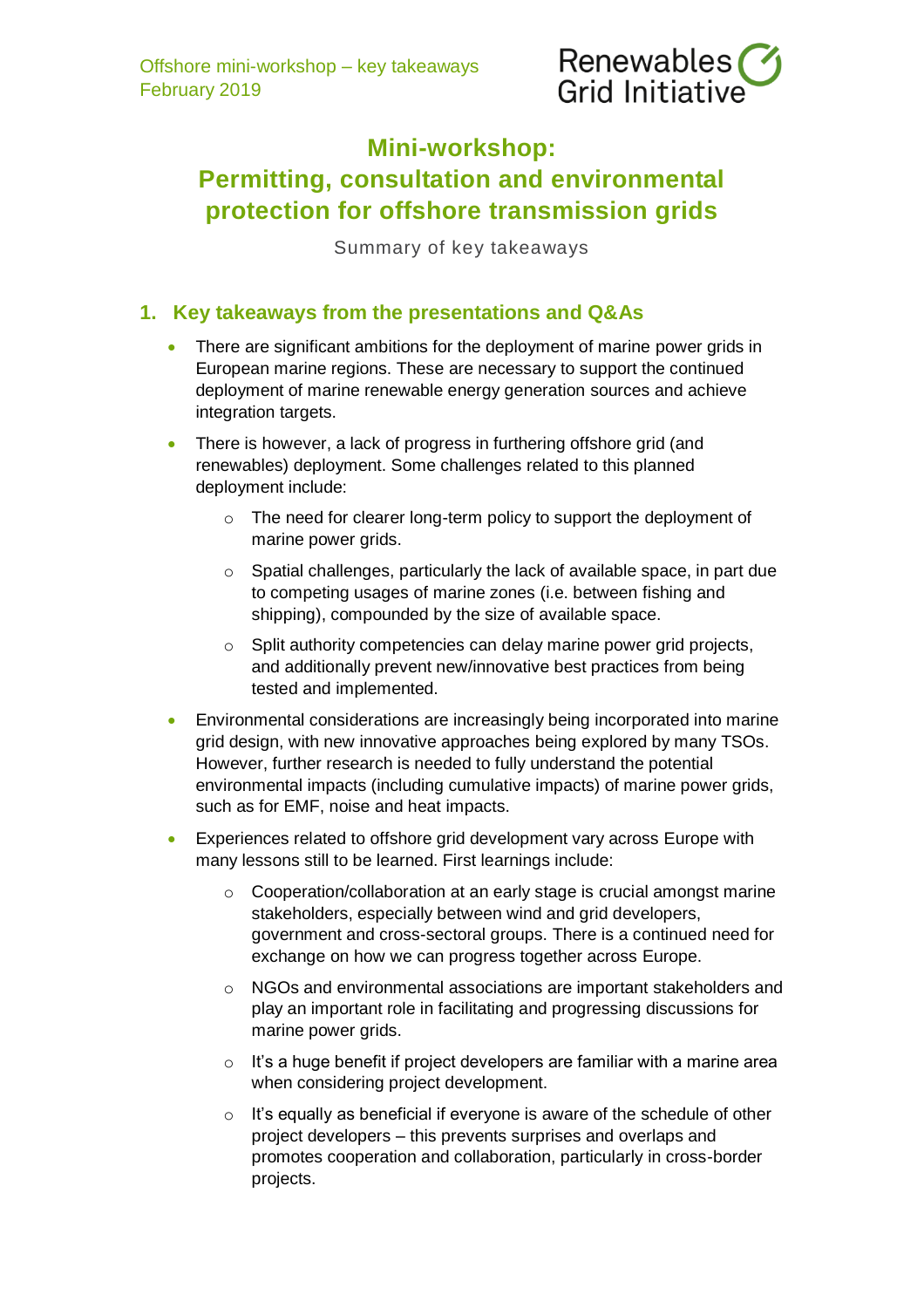# Mini-workshop: Permitting, consultation and environmental protection for offshore transmission grids

Summary of key takeaways

## 1. Key takeaways from the presentations and Q&As

- There are significant ambitions for the deployment of marine power grids in European marine regions. These are necessary to support the continued deployment of marine renewable energy generation sources and achieve integration targets.
- There is however, a lack of progress in furthering offshore grid (and renewables) deployment. Some challenges related to this planned deployment include:
  - The need for clearer long-term policy to support the deployment of marine power grids.
  - Spatial challenges, particularly the lack of available space, in part due to competing usages of marine zones (i.e. between fishing and shipping), compounded by the size of available space.
  - Split authority competencies can delay marine power grid projects, and additionally prevent new/innovative best practices from being tested and implemented.
- Environmental considerations are increasingly being incorporated into marine grid design, with new innovative approaches being explored by many TSOs. However, further research is needed to fully understand the potential environmental impacts (including cumulative impacts) of marine power grids, such as for EMF, noise and heat impacts.
- Experiences related to offshore grid development vary across Europe with many lessons still to be learned. First learnings include:
  - Cooperation/collaboration at an early stage is crucial amongst marine stakeholders, especially between wind and grid developers, government and cross-sectoral groups. There is a continued need for exchange on how we can progress together across Europe.
  - NGOs and environmental associations are important stakeholders and play an important role in facilitating and progressing discussions for marine power grids.
  - It's a huge benefit if project developers are familiar with a marine area when considering project development.
  - It's equally as beneficial if everyone is aware of the schedule of other project developers – this prevents surprises and overlaps and promotes cooperation and collaboration, particularly in cross-border projects.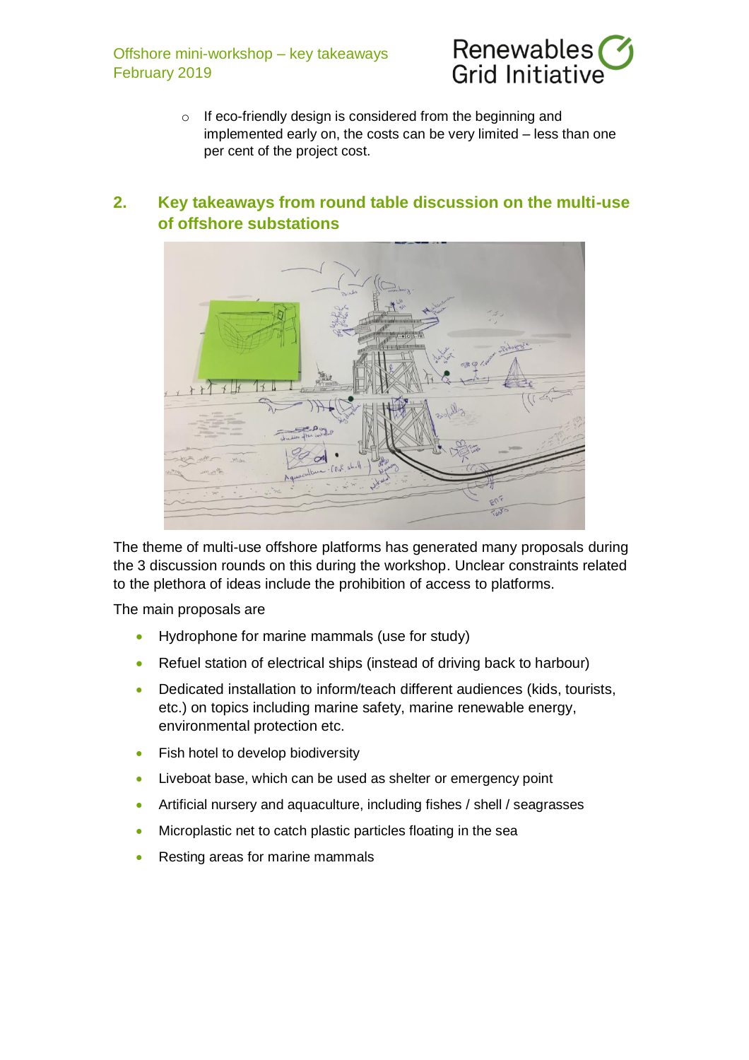- If eco-friendly design is considered from the beginning and implemented early on, the costs can be very limited – less than one per cent of the project cost.

## 2. Key takeaways from round table discussion on the multi-use of offshore substations

The theme of multi-use offshore platforms has generated many proposals during the 3 discussion rounds on this during the workshop. Unclear constraints related to the plethora of ideas include the prohibition of access to platforms.

The main proposals are

- Hydrophone for marine mammals (use for study)
- Refuel station of electrical ships (instead of driving back to harbour)
- Dedicated installation to inform/teach different audiences (kids, tourists, etc.) on topics including marine safety, marine renewable energy, environmental protection etc.
- Fish hotel to develop biodiversity
- Liveboat base, which can be used as shelter or emergency point
- Artificial nursery and aquaculture, including fishes / shell / seagrasses
- Microplastic net to catch plastic particles floating in the sea
- Resting areas for marine mammals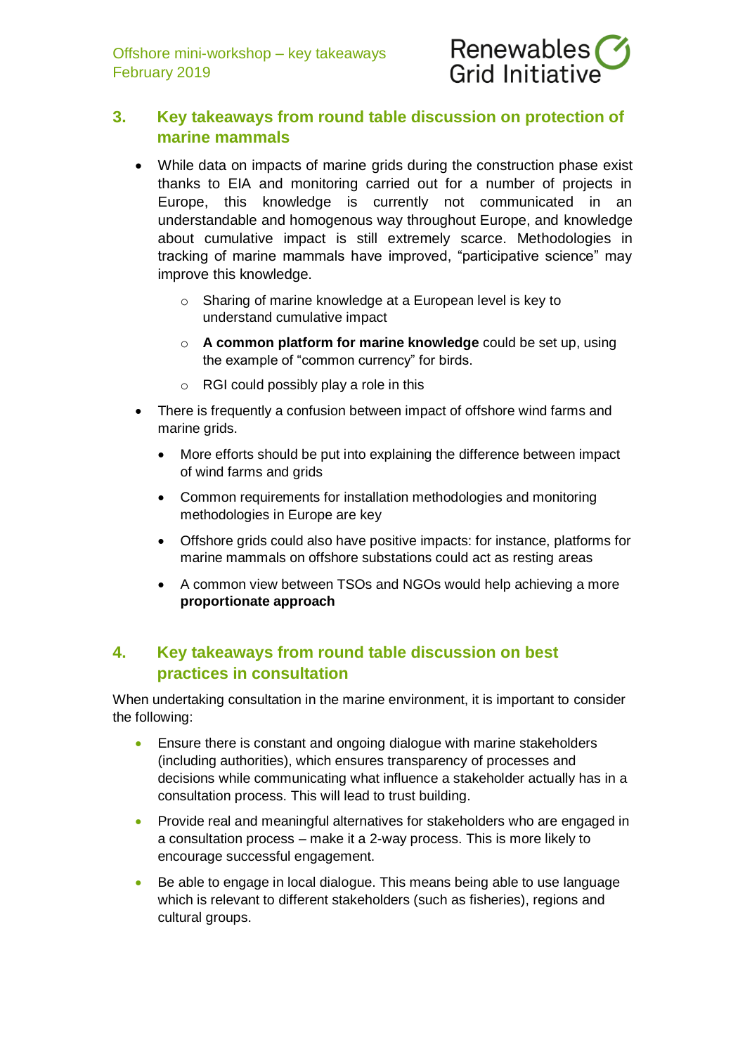## 3. Key takeaways from round table discussion on protection of marine mammals

- While data on impacts of marine grids during the construction phase exist thanks to EIA and monitoring carried out for a number of projects in Europe, this knowledge is currently not communicated in an understandable and homogenous way throughout Europe, and knowledge about cumulative impact is still extremely scarce. Methodologies in tracking of marine mammals have improved, "participative science" may improve this knowledge.
  - Sharing of marine knowledge at a European level is key to understand cumulative impact
  - **A common platform for marine knowledge** could be set up, using the example of "common currency" for birds.
  - RGI could possibly play a role in this
- There is frequently a confusion between impact of offshore wind farms and marine grids.
  - More efforts should be put into explaining the difference between impact of wind farms and grids
  - Common requirements for installation methodologies and monitoring methodologies in Europe are key
  - Offshore grids could also have positive impacts: for instance, platforms for marine mammals on offshore substations could act as resting areas
  - A common view between TSOs and NGOs would help achieving a more **proportionate approach**

## 4. Key takeaways from round table discussion on best practices in consultation

When undertaking consultation in the marine environment, it is important to consider the following:

- Ensure there is constant and ongoing dialogue with marine stakeholders (including authorities), which ensures transparency of processes and decisions while communicating what influence a stakeholder actually has in a consultation process. This will lead to trust building.
- Provide real and meaningful alternatives for stakeholders who are engaged in a consultation process – make it a 2-way process. This is more likely to encourage successful engagement.
- Be able to engage in local dialogue. This means being able to use language which is relevant to different stakeholders (such as fisheries), regions and cultural groups.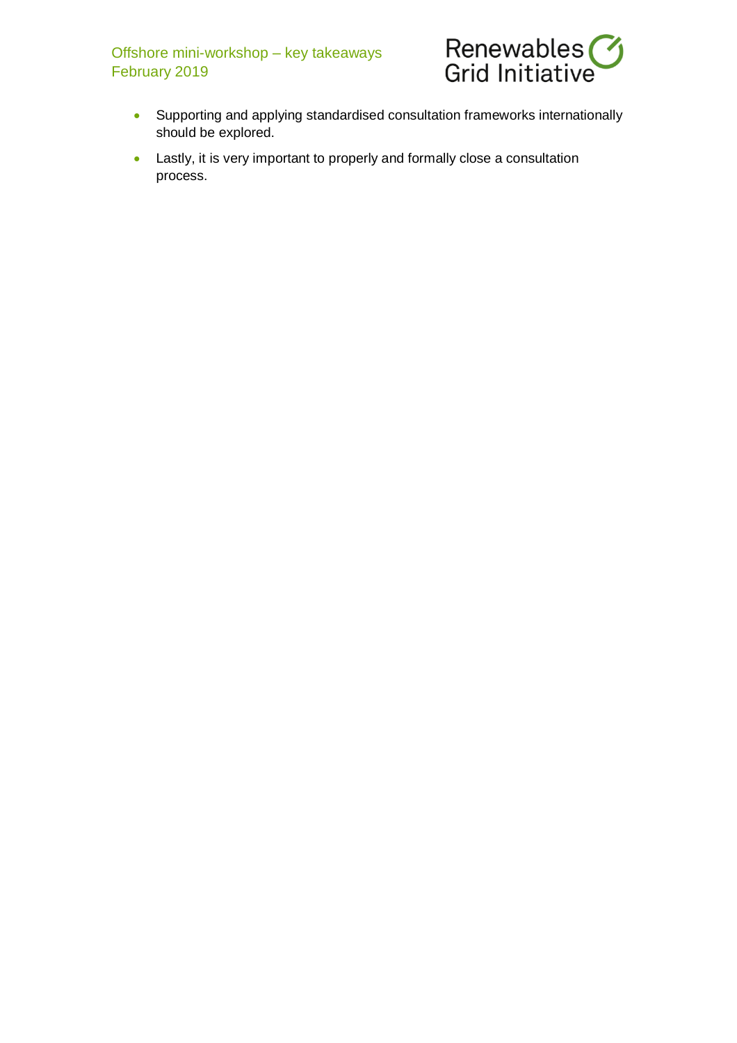- Supporting and applying standardised consultation frameworks internationally should be explored.
- Lastly, it is very important to properly and formally close a consultation process.